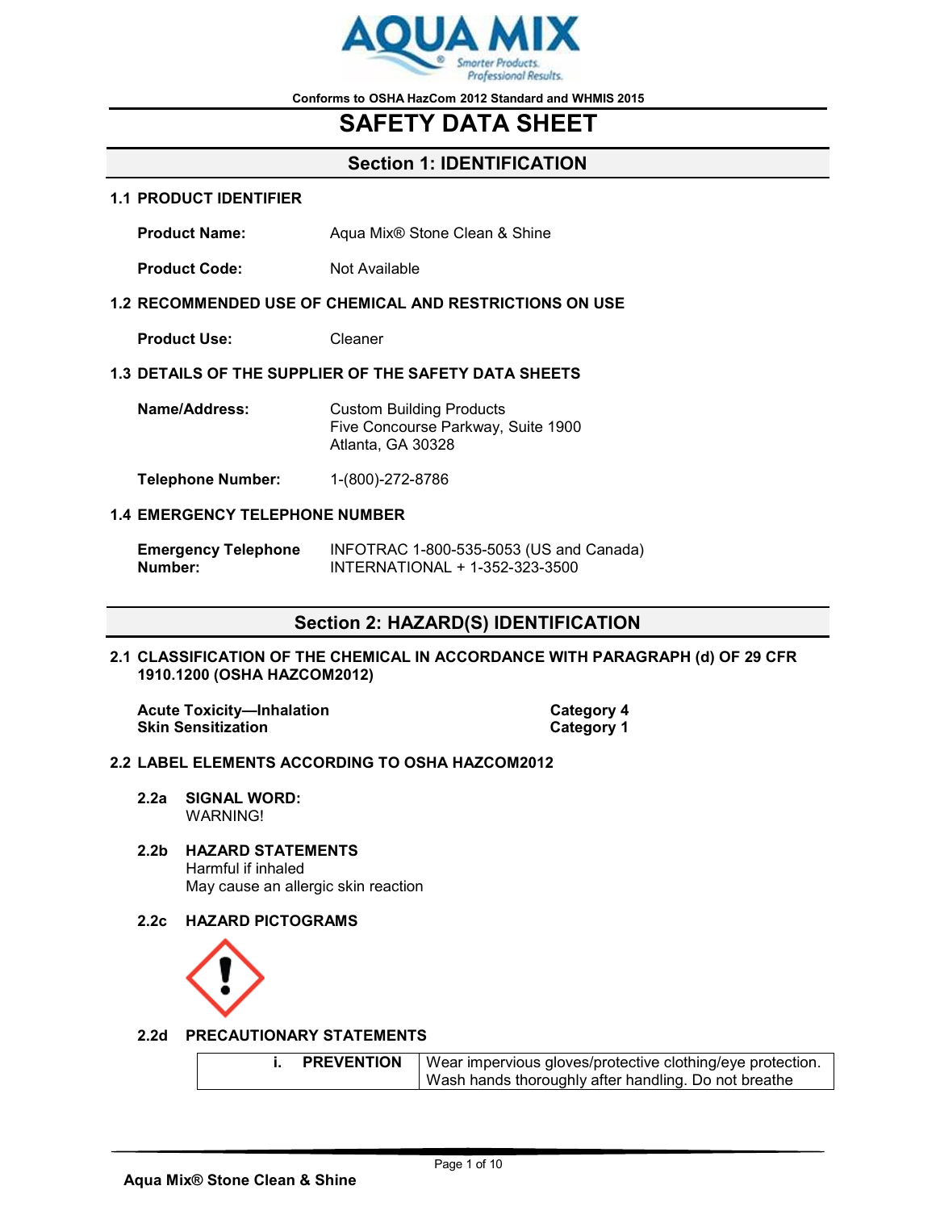Conforms to OSHA HazCom 2012 Standard and WHMIS 2015

# SAFETY DATA SHEET

## Section 1: IDENTIFICATION

### 1.1 PRODUCT IDENTIFIER

**Product Name:** Aqua Mix® Stone Clean & Shine

**Product Code:** Not Available

### 1.2 RECOMMENDED USE OF CHEMICAL AND RESTRICTIONS ON USE

**Product Use:** Cleaner

### 1.3 DETAILS OF THE SUPPLIER OF THE SAFETY DATA SHEETS

**Name/Address:** Custom Building Products
Five Concourse Parkway, Suite 1900
Atlanta, GA 30328

**Telephone Number:** 1-(800)-272-8786

### 1.4 EMERGENCY TELEPHONE NUMBER

**Emergency Telephone Number:** INFOTRAC 1-800-535-5053 (US and Canada)
INTERNATIONAL + 1-352-323-3500

## Section 2: HAZARD(S) IDENTIFICATION

### 2.1 CLASSIFICATION OF THE CHEMICAL IN ACCORDANCE WITH PARAGRAPH (d) OF 29 CFR 1910.1200 (OSHA HAZCOM2012)

| | |
|---|---|
| **Acute Toxicity—Inhalation** | **Category 4** |
| **Skin Sensitization** | **Category 1** |

### 2.2 LABEL ELEMENTS ACCORDING TO OSHA HAZCOM2012

**2.2a SIGNAL WORD:**
WARNING!

**2.2b HAZARD STATEMENTS**
Harmful if inhaled
May cause an allergic skin reaction

**2.2c HAZARD PICTOGRAMS**

**2.2d PRECAUTIONARY STATEMENTS**

| | |
|---|---|
| **i. PREVENTION** | Wear impervious gloves/protective clothing/eye protection. Wash hands thoroughly after handling. Do not breathe |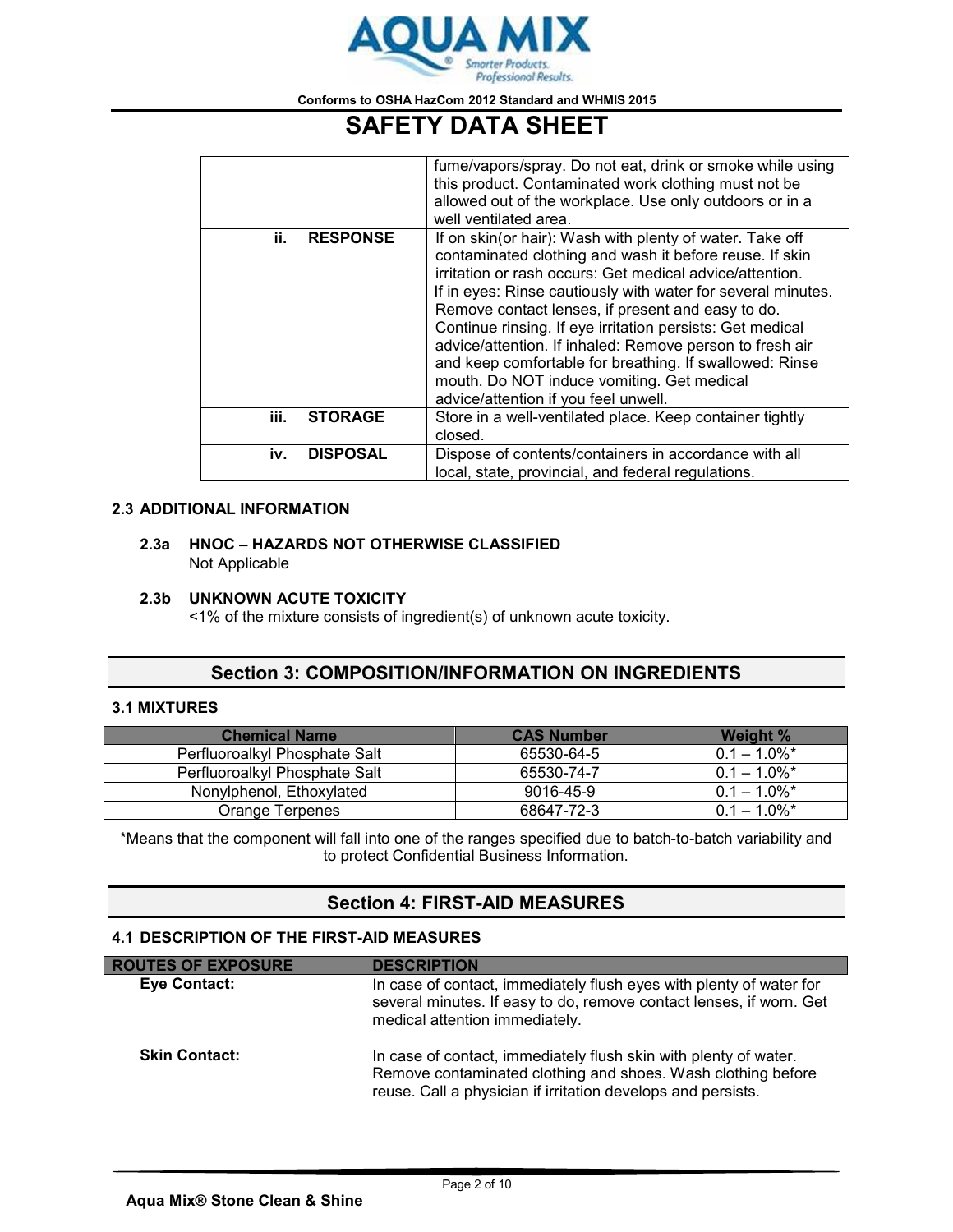| | |
|---|---|
| | fume/vapors/spray. Do not eat, drink or smoke while using this product. Contaminated work clothing must not be allowed out of the workplace. Use only outdoors or in a well ventilated area. |
| ii. **RESPONSE** | If on skin(or hair): Wash with plenty of water. Take off contaminated clothing and wash it before reuse. If skin irritation or rash occurs: Get medical advice/attention. If in eyes: Rinse cautiously with water for several minutes. Remove contact lenses, if present and easy to do. Continue rinsing. If eye irritation persists: Get medical advice/attention. If inhaled: Remove person to fresh air and keep comfortable for breathing. If swallowed: Rinse mouth. Do NOT induce vomiting. Get medical advice/attention if you feel unwell. |
| iii. **STORAGE** | Store in a well-ventilated place. Keep container tightly closed. |
| iv. **DISPOSAL** | Dispose of contents/containers in accordance with all local, state, provincial, and federal regulations. |

### 2.3 ADDITIONAL INFORMATION

**2.3a HNOC – HAZARDS NOT OTHERWISE CLASSIFIED**
Not Applicable

**2.3b UNKNOWN ACUTE TOXICITY**
<1% of the mixture consists of ingredient(s) of unknown acute toxicity.

## Section 3: COMPOSITION/INFORMATION ON INGREDIENTS

### 3.1 MIXTURES

| Chemical Name | CAS Number | Weight % |
|---|---|---|
| Perfluoroalkyl Phosphate Salt | 65530-64-5 | 0.1 – 1.0%* |
| Perfluoroalkyl Phosphate Salt | 65530-74-7 | 0.1 – 1.0%* |
| Nonylphenol, Ethoxylated | 9016-45-9 | 0.1 – 1.0%* |
| Orange Terpenes | 68647-72-3 | 0.1 – 1.0%* |

*Means that the component will fall into one of the ranges specified due to batch-to-batch variability and to protect Confidential Business Information.

## Section 4: FIRST-AID MEASURES

### 4.1 DESCRIPTION OF THE FIRST-AID MEASURES

| ROUTES OF EXPOSURE | DESCRIPTION |
|---|---|
| **Eye Contact:** | In case of contact, immediately flush eyes with plenty of water for several minutes. If easy to do, remove contact lenses, if worn. Get medical attention immediately. |
| **Skin Contact:** | In case of contact, immediately flush skin with plenty of water. Remove contaminated clothing and shoes. Wash clothing before reuse. Call a physician if irritation develops and persists. |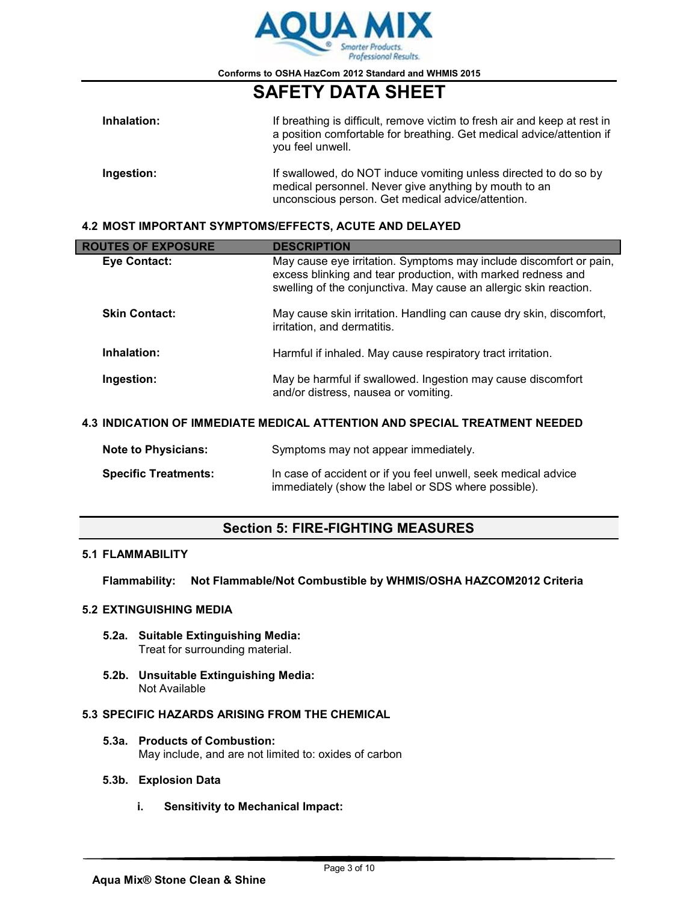| | |
|---|---|
| **Inhalation:** | If breathing is difficult, remove victim to fresh air and keep at rest in a position comfortable for breathing. Get medical advice/attention if you feel unwell. |
| **Ingestion:** | If swallowed, do NOT induce vomiting unless directed to do so by medical personnel. Never give anything by mouth to an unconscious person. Get medical advice/attention. |

### 4.2 MOST IMPORTANT SYMPTOMS/EFFECTS, ACUTE AND DELAYED

| ROUTES OF EXPOSURE | DESCRIPTION |
|---|---|
| **Eye Contact:** | May cause eye irritation. Symptoms may include discomfort or pain, excess blinking and tear production, with marked redness and swelling of the conjunctiva. May cause an allergic skin reaction. |
| **Skin Contact:** | May cause skin irritation. Handling can cause dry skin, discomfort, irritation, and dermatitis. |
| **Inhalation:** | Harmful if inhaled. May cause respiratory tract irritation. |
| **Ingestion:** | May be harmful if swallowed. Ingestion may cause discomfort and/or distress, nausea or vomiting. |

### 4.3 INDICATION OF IMMEDIATE MEDICAL ATTENTION AND SPECIAL TREATMENT NEEDED

| | |
|---|---|
| **Note to Physicians:** | Symptoms may not appear immediately. |
| **Specific Treatments:** | In case of accident or if you feel unwell, seek medical advice immediately (show the label or SDS where possible). |

## Section 5: FIRE-FIGHTING MEASURES

### 5.1 FLAMMABILITY

**Flammability: Not Flammable/Not Combustible by WHMIS/OSHA HAZCOM2012 Criteria**

### 5.2 EXTINGUISHING MEDIA

**5.2a. Suitable Extinguishing Media:**
Treat for surrounding material.

**5.2b. Unsuitable Extinguishing Media:**
Not Available

### 5.3 SPECIFIC HAZARDS ARISING FROM THE CHEMICAL

**5.3a. Products of Combustion:**
May include, and are not limited to: oxides of carbon

**5.3b. Explosion Data**

**i. Sensitivity to Mechanical Impact:**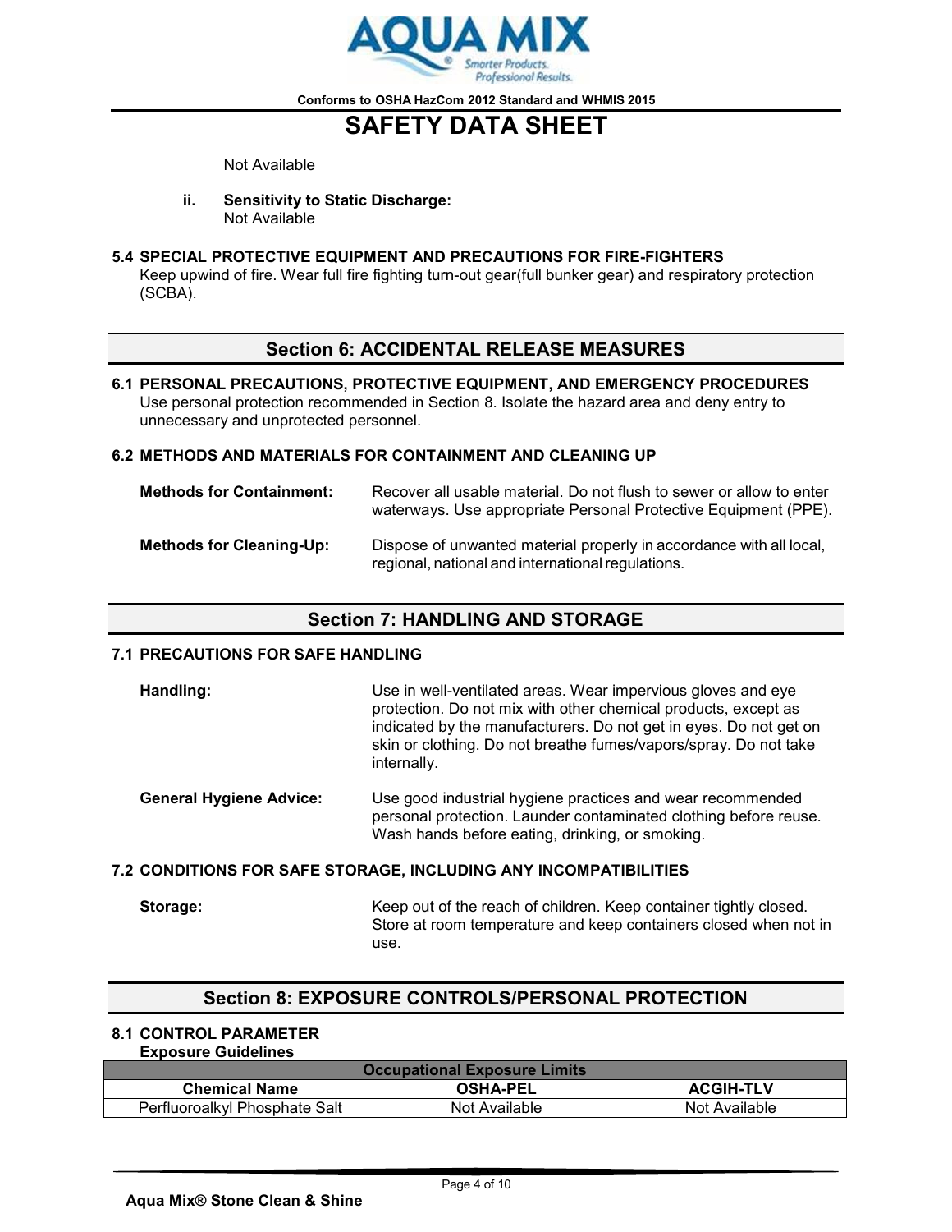Not Available

**ii. Sensitivity to Static Discharge:**
Not Available

### 5.4 SPECIAL PROTECTIVE EQUIPMENT AND PRECAUTIONS FOR FIRE-FIGHTERS

Keep upwind of fire. Wear full fire fighting turn-out gear(full bunker gear) and respiratory protection (SCBA).

## Section 6: ACCIDENTAL RELEASE MEASURES

### 6.1 PERSONAL PRECAUTIONS, PROTECTIVE EQUIPMENT, AND EMERGENCY PROCEDURES

Use personal protection recommended in Section 8. Isolate the hazard area and deny entry to unnecessary and unprotected personnel.

### 6.2 METHODS AND MATERIALS FOR CONTAINMENT AND CLEANING UP

**Methods for Containment:** Recover all usable material. Do not flush to sewer or allow to enter waterways. Use appropriate Personal Protective Equipment (PPE).

**Methods for Cleaning-Up:** Dispose of unwanted material properly in accordance with all local, regional, national and international regulations.

## Section 7: HANDLING AND STORAGE

### 7.1 PRECAUTIONS FOR SAFE HANDLING

**Handling:** Use in well-ventilated areas. Wear impervious gloves and eye protection. Do not mix with other chemical products, except as indicated by the manufacturers. Do not get in eyes. Do not get on skin or clothing. Do not breathe fumes/vapors/spray. Do not take internally.

**General Hygiene Advice:** Use good industrial hygiene practices and wear recommended personal protection. Launder contaminated clothing before reuse. Wash hands before eating, drinking, or smoking.

### 7.2 CONDITIONS FOR SAFE STORAGE, INCLUDING ANY INCOMPATIBILITIES

**Storage:** Keep out of the reach of children. Keep container tightly closed. Store at room temperature and keep containers closed when not in use.

## Section 8: EXPOSURE CONTROLS/PERSONAL PROTECTION

### 8.1 CONTROL PARAMETER

**Exposure Guidelines**

| Occupational Exposure Limits | | |
|---|---|---|
| **Chemical Name** | **OSHA-PEL** | **ACGIH-TLV** |
| Perfluoroalkyl Phosphate Salt | Not Available | Not Available |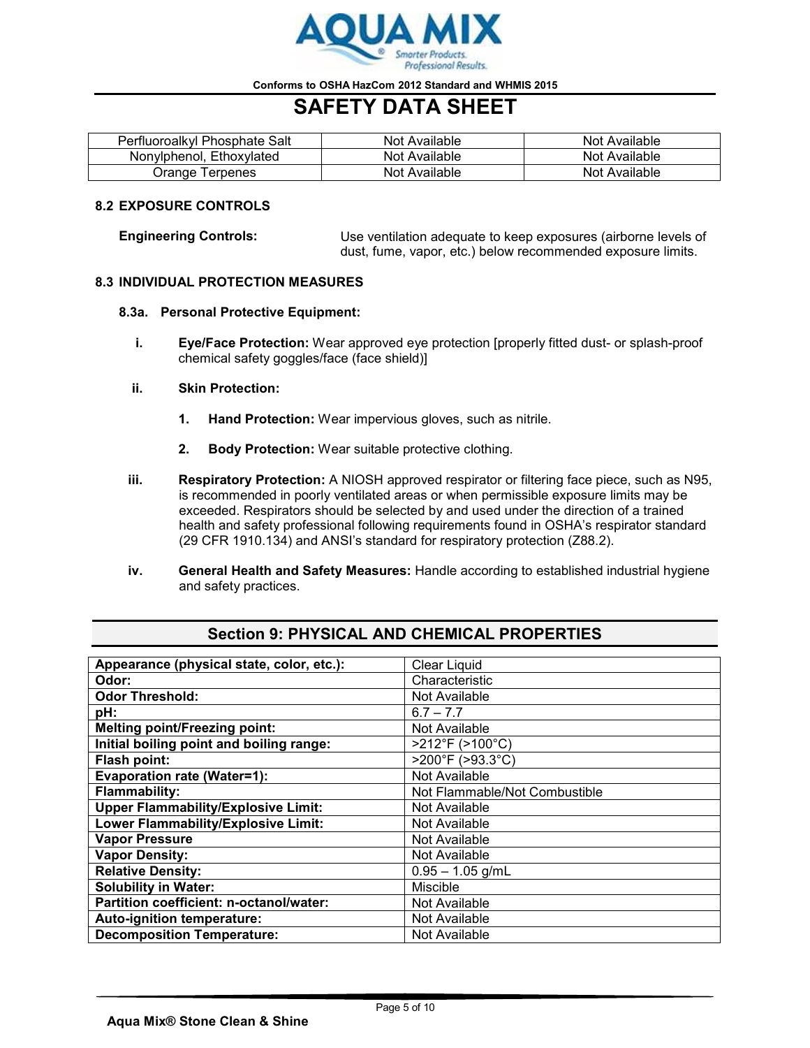| Perfluoroalkyl Phosphate Salt | Not Available | Not Available |
|---|---|---|
| Nonylphenol, Ethoxylated | Not Available | Not Available |
| Orange Terpenes | Not Available | Not Available |

### 8.2 EXPOSURE CONTROLS

**Engineering Controls:** Use ventilation adequate to keep exposures (airborne levels of dust, fume, vapor, etc.) below recommended exposure limits.

### 8.3 INDIVIDUAL PROTECTION MEASURES

**8.3a. Personal Protective Equipment:**

i. **Eye/Face Protection:** Wear approved eye protection [properly fitted dust- or splash-proof chemical safety goggles/face (face shield)]

ii. **Skin Protection:**

1. **Hand Protection:** Wear impervious gloves, such as nitrile.
2. **Body Protection:** Wear suitable protective clothing.

iii. **Respiratory Protection:** A NIOSH approved respirator or filtering face piece, such as N95, is recommended in poorly ventilated areas or when permissible exposure limits may be exceeded. Respirators should be selected by and used under the direction of a trained health and safety professional following requirements found in OSHA's respirator standard (29 CFR 1910.134) and ANSI's standard for respiratory protection (Z88.2).

iv. **General Health and Safety Measures:** Handle according to established industrial hygiene and safety practices.

## Section 9: PHYSICAL AND CHEMICAL PROPERTIES

| Property | Value |
|---|---|
| **Appearance (physical state, color, etc.):** | Clear Liquid |
| **Odor:** | Characteristic |
| **Odor Threshold:** | Not Available |
| **pH:** | 6.7 – 7.7 |
| **Melting point/Freezing point:** | Not Available |
| **Initial boiling point and boiling range:** | >212°F (>100°C) |
| **Flash point:** | >200°F (>93.3°C) |
| **Evaporation rate (Water=1):** | Not Available |
| **Flammability:** | Not Flammable/Not Combustible |
| **Upper Flammability/Explosive Limit:** | Not Available |
| **Lower Flammability/Explosive Limit:** | Not Available |
| **Vapor Pressure** | Not Available |
| **Vapor Density:** | Not Available |
| **Relative Density:** | 0.95 – 1.05 g/mL |
| **Solubility in Water:** | Miscible |
| **Partition coefficient: n-octanol/water:** | Not Available |
| **Auto-ignition temperature:** | Not Available |
| **Decomposition Temperature:** | Not Available |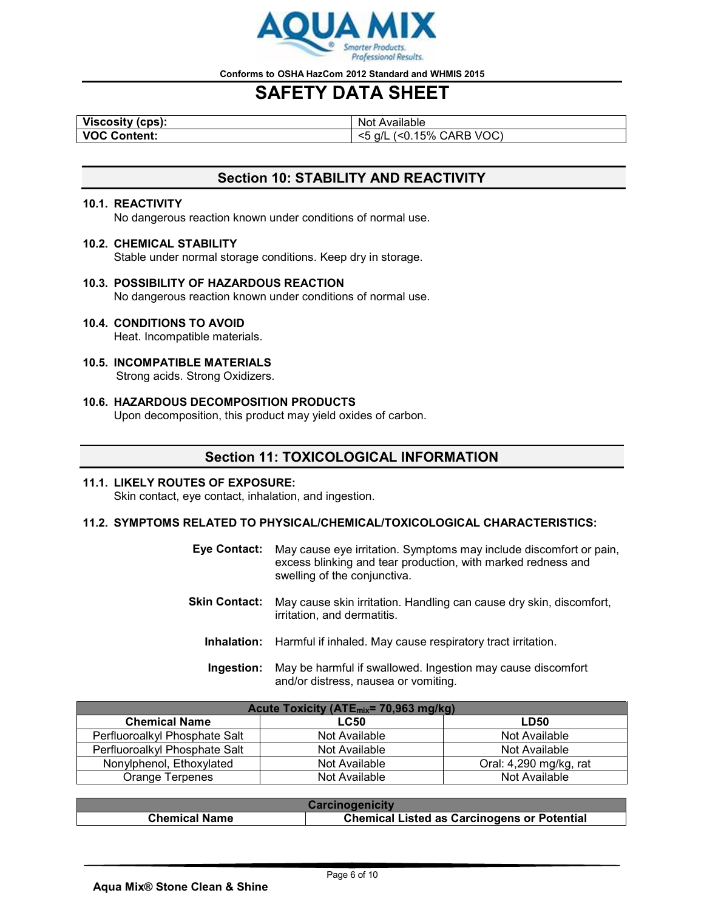| Viscosity (cps): | Not Available |
|---|---|
| VOC Content: | <5 g/L (<0.15% CARB VOC) |

## Section 10: STABILITY AND REACTIVITY

**10.1. REACTIVITY**
No dangerous reaction known under conditions of normal use.

**10.2. CHEMICAL STABILITY**
Stable under normal storage conditions. Keep dry in storage.

**10.3. POSSIBILITY OF HAZARDOUS REACTION**
No dangerous reaction known under conditions of normal use.

**10.4. CONDITIONS TO AVOID**
Heat. Incompatible materials.

**10.5. INCOMPATIBLE MATERIALS**
Strong acids. Strong Oxidizers.

**10.6. HAZARDOUS DECOMPOSITION PRODUCTS**
Upon decomposition, this product may yield oxides of carbon.

## Section 11: TOXICOLOGICAL INFORMATION

**11.1. LIKELY ROUTES OF EXPOSURE:**
Skin contact, eye contact, inhalation, and ingestion.

**11.2. SYMPTOMS RELATED TO PHYSICAL/CHEMICAL/TOXICOLOGICAL CHARACTERISTICS:**

**Eye Contact:** May cause eye irritation. Symptoms may include discomfort or pain, excess blinking and tear production, with marked redness and swelling of the conjunctiva.

**Skin Contact:** May cause skin irritation. Handling can cause dry skin, discomfort, irritation, and dermatitis.

**Inhalation:** Harmful if inhaled. May cause respiratory tract irritation.

**Ingestion:** May be harmful if swallowed. Ingestion may cause discomfort and/or distress, nausea or vomiting.

| Acute Toxicity ($ATE_{mix}$= 70,963 mg/kg) | | |
|---|---|---|
| **Chemical Name** | **LC50** | **LD50** |
| Perfluoroalkyl Phosphate Salt | Not Available | Not Available |
| Perfluoroalkyl Phosphate Salt | Not Available | Not Available |
| Nonylphenol, Ethoxylated | Not Available | Oral: 4,290 mg/kg, rat |
| Orange Terpenes | Not Available | Not Available |

| Carcinogenicity | |
|---|---|
| **Chemical Name** | **Chemical Listed as Carcinogens or Potential** |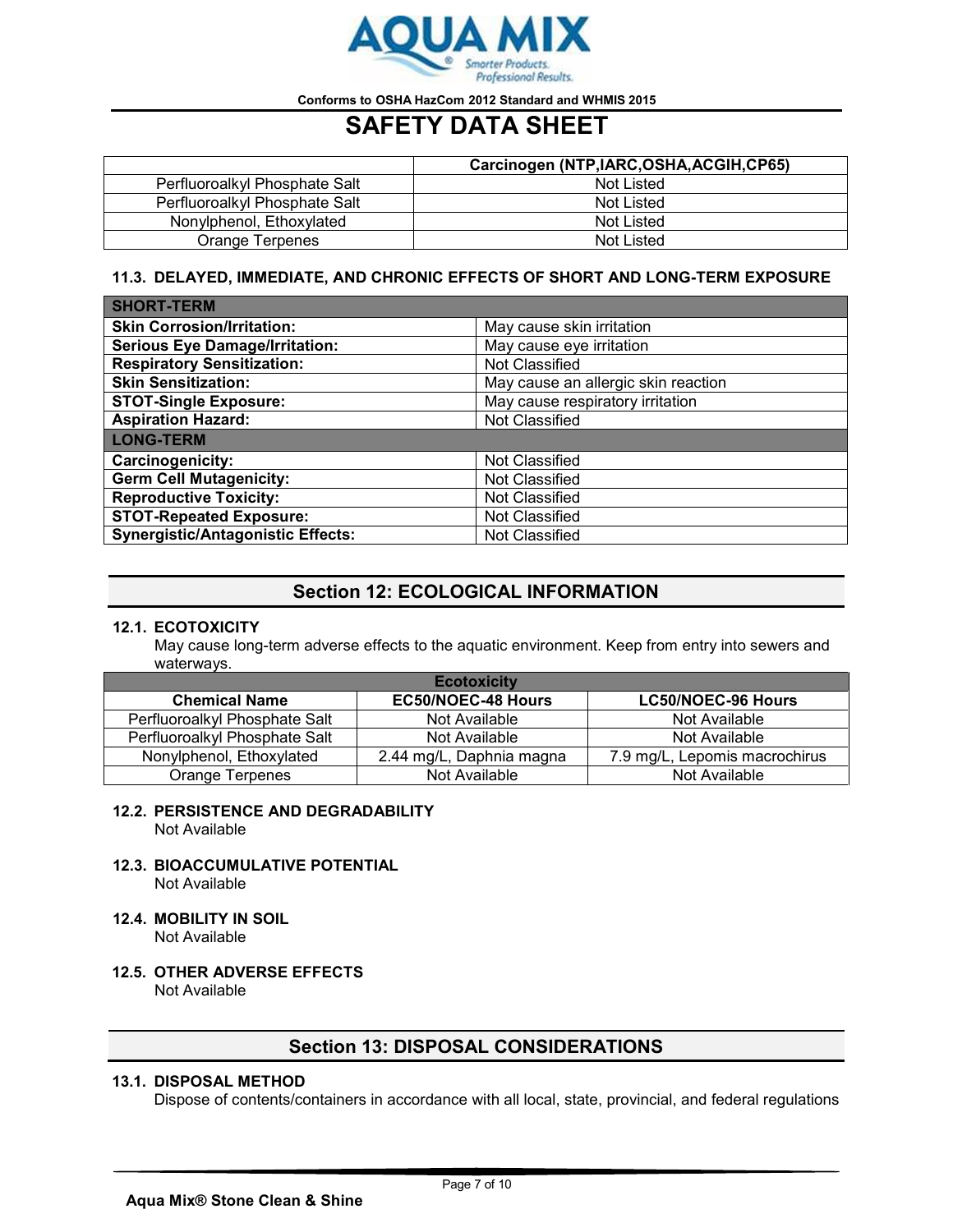| | Carcinogen (NTP,IARC,OSHA,ACGIH,CP65) |
|---|---|
| Perfluoroalkyl Phosphate Salt | Not Listed |
| Perfluoroalkyl Phosphate Salt | Not Listed |
| Nonylphenol, Ethoxylated | Not Listed |
| Orange Terpenes | Not Listed |

### 11.3. DELAYED, IMMEDIATE, AND CHRONIC EFFECTS OF SHORT AND LONG-TERM EXPOSURE

| **SHORT-TERM** | |
|---|---|
| **Skin Corrosion/Irritation:** | May cause skin irritation |
| **Serious Eye Damage/Irritation:** | May cause eye irritation |
| **Respiratory Sensitization:** | Not Classified |
| **Skin Sensitization:** | May cause an allergic skin reaction |
| **STOT-Single Exposure:** | May cause respiratory irritation |
| **Aspiration Hazard:** | Not Classified |
| **LONG-TERM** | |
| **Carcinogenicity:** | Not Classified |
| **Germ Cell Mutagenicity:** | Not Classified |
| **Reproductive Toxicity:** | Not Classified |
| **STOT-Repeated Exposure:** | Not Classified |
| **Synergistic/Antagonistic Effects:** | Not Classified |

## Section 12: ECOLOGICAL INFORMATION

### 12.1. ECOTOXICITY

May cause long-term adverse effects to the aquatic environment. Keep from entry into sewers and waterways.

| Ecotoxicity | | |
|---|---|---|
| **Chemical Name** | **EC50/NOEC-48 Hours** | **LC50/NOEC-96 Hours** |
| Perfluoroalkyl Phosphate Salt | Not Available | Not Available |
| Perfluoroalkyl Phosphate Salt | Not Available | Not Available |
| Nonylphenol, Ethoxylated | 2.44 mg/L, Daphnia magna | 7.9 mg/L, Lepomis macrochirus |
| Orange Terpenes | Not Available | Not Available |

### 12.2. PERSISTENCE AND DEGRADABILITY

Not Available

### 12.3. BIOACCUMULATIVE POTENTIAL

Not Available

### 12.4. MOBILITY IN SOIL

Not Available

### 12.5. OTHER ADVERSE EFFECTS

Not Available

## Section 13: DISPOSAL CONSIDERATIONS

### 13.1. DISPOSAL METHOD

Dispose of contents/containers in accordance with all local, state, provincial, and federal regulations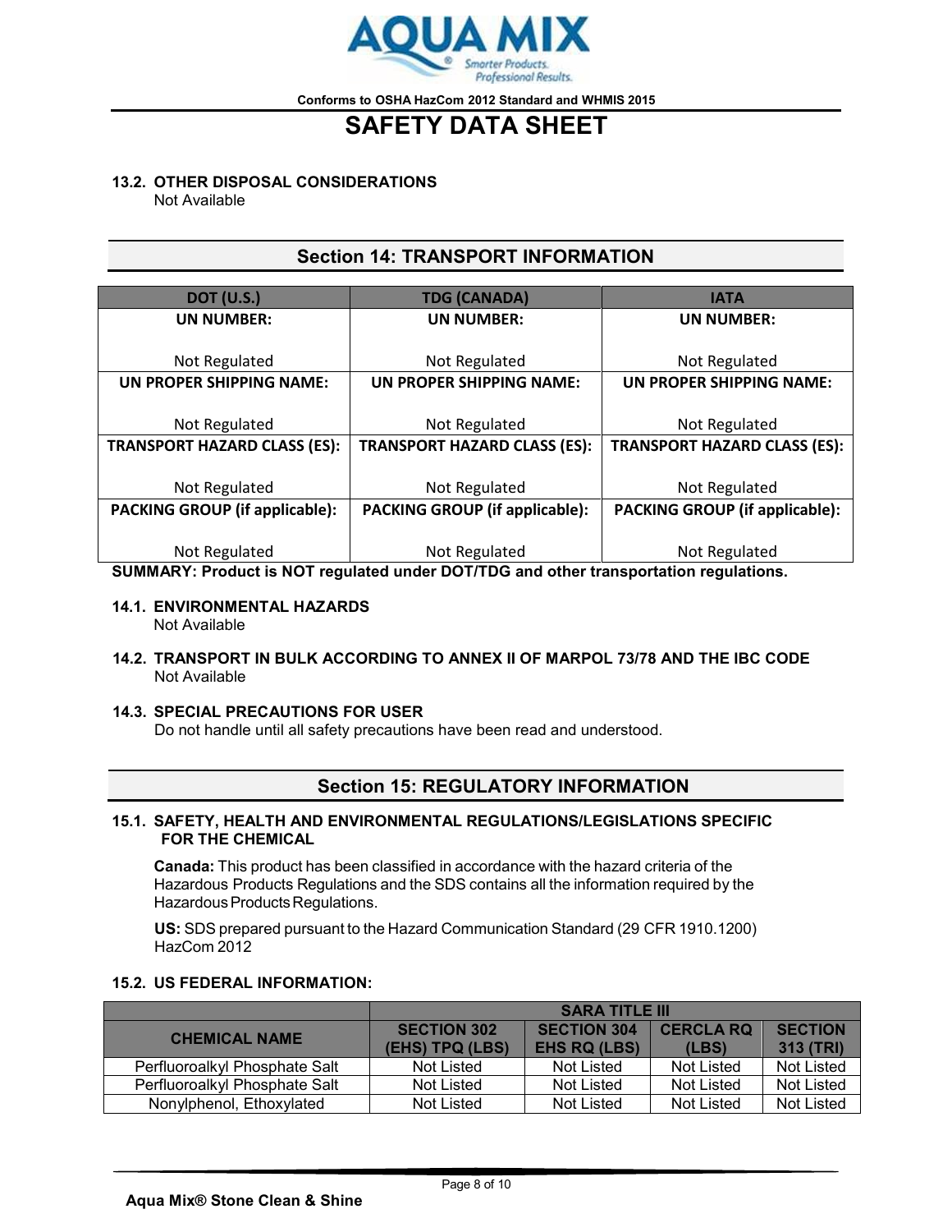### 13.2. OTHER DISPOSAL CONSIDERATIONS

Not Available

## Section 14: TRANSPORT INFORMATION

| DOT (U.S.) | TDG (CANADA) | IATA |
|---|---|---|
| **UN NUMBER:** Not Regulated | **UN NUMBER:** Not Regulated | **UN NUMBER:** Not Regulated |
| **UN PROPER SHIPPING NAME:** Not Regulated | **UN PROPER SHIPPING NAME:** Not Regulated | **UN PROPER SHIPPING NAME:** Not Regulated |
| **TRANSPORT HAZARD CLASS (ES):** Not Regulated | **TRANSPORT HAZARD CLASS (ES):** Not Regulated | **TRANSPORT HAZARD CLASS (ES):** Not Regulated |
| **PACKING GROUP (if applicable):** Not Regulated | **PACKING GROUP (if applicable):** Not Regulated | **PACKING GROUP (if applicable):** Not Regulated |

**SUMMARY: Product is NOT regulated under DOT/TDG and other transportation regulations.**

### 14.1. ENVIRONMENTAL HAZARDS

Not Available

### 14.2. TRANSPORT IN BULK ACCORDING TO ANNEX II OF MARPOL 73/78 AND THE IBC CODE

Not Available

### 14.3. SPECIAL PRECAUTIONS FOR USER

Do not handle until all safety precautions have been read and understood.

## Section 15: REGULATORY INFORMATION

### 15.1. SAFETY, HEALTH AND ENVIRONMENTAL REGULATIONS/LEGISLATIONS SPECIFIC FOR THE CHEMICAL

**Canada:** This product has been classified in accordance with the hazard criteria of the Hazardous Products Regulations and the SDS contains all the information required by the Hazardous Products Regulations.

**US:** SDS prepared pursuant to the Hazard Communication Standard (29 CFR 1910.1200) HazCom 2012

### 15.2. US FEDERAL INFORMATION:

| CHEMICAL NAME | SARA TITLE III | | | |
|---|---|---|---|---|
| | SECTION 302 (EHS) TPQ (LBS) | SECTION 304 EHS RQ (LBS) | CERCLA RQ (LBS) | SECTION 313 (TRI) |
| Perfluoroalkyl Phosphate Salt | Not Listed | Not Listed | Not Listed | Not Listed |
| Perfluoroalkyl Phosphate Salt | Not Listed | Not Listed | Not Listed | Not Listed |
| Nonylphenol, Ethoxylated | Not Listed | Not Listed | Not Listed | Not Listed |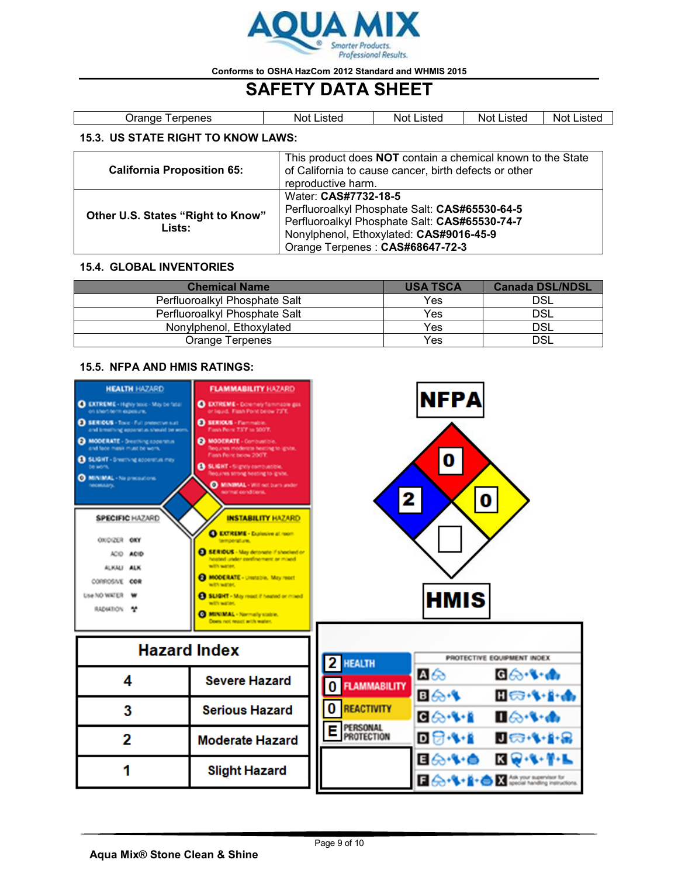**Conforms to OSHA HazCom 2012 Standard and WHMIS 2015**

# SAFETY DATA SHEET

| Orange Terpenes | Not Listed | Not Listed | Not Listed | Not Listed |
|---|---|---|---|---|

### 15.3. US STATE RIGHT TO KNOW LAWS:

| | |
|---|---|
| **California Proposition 65:** | This product does **NOT** contain a chemical known to the State of California to cause cancer, birth defects or other reproductive harm. |
| **Other U.S. States "Right to Know" Lists:** | Water: **CAS#7732-18-5**<br>Perfluoroalkyl Phosphate Salt: **CAS#65530-64-5**<br>Perfluoroalkyl Phosphate Salt: **CAS#65530-74-7**<br>Nonylphenol, Ethoxylated: **CAS#9016-45-9**<br>Orange Terpenes : **CAS#68647-72-3** |

### 15.4. GLOBAL INVENTORIES

| Chemical Name | USA TSCA | Canada DSL/NDSL |
|---|---|---|
| Perfluoroalkyl Phosphate Salt | Yes | DSL |
| Perfluoroalkyl Phosphate Salt | Yes | DSL |
| Nonylphenol, Ethoxylated | Yes | DSL |
| Orange Terpenes | Yes | DSL |

### 15.5. NFPA AND HMIS RATINGS:

**NFPA**

Health: 2 | Flammability: 0 | Instability: 0 | Special: (blank)

**HMIS**

| | |
|---|---|
| HEALTH | 2 |
| FLAMMABILITY | 0 |
| REACTIVITY | 0 |
| PERSONAL PROTECTION | E |

| Hazard Index | |
|---|---|
| 4 | Severe Hazard |
| 3 | Serious Hazard |
| 2 | Moderate Hazard |
| 1 | Slight Hazard |

Aqua Mix® Stone Clean & Shine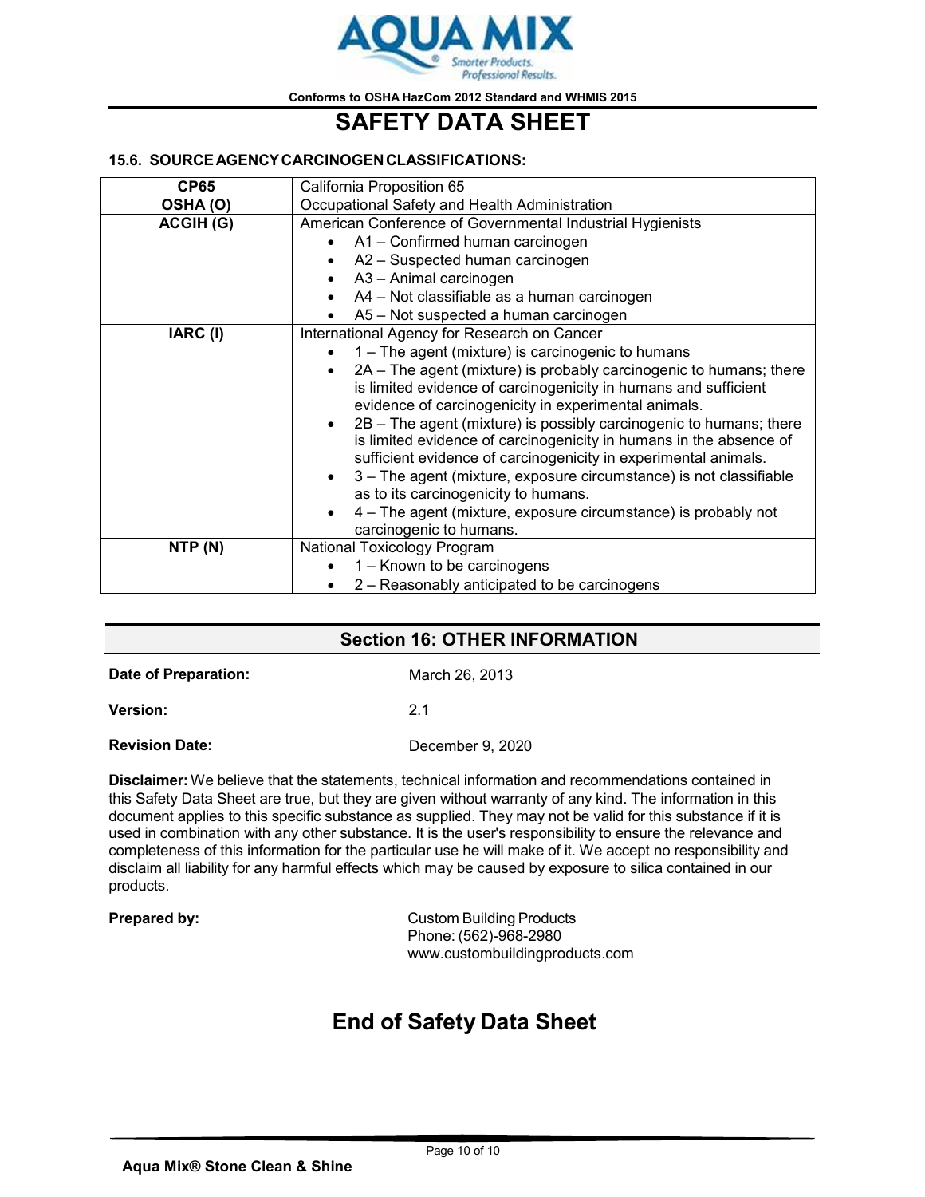# SAFETY DATA SHEET

### 15.6. SOURCE AGENCY CARCINOGEN CLASSIFICATIONS:

| | |
|---|---|
| **CP65** | California Proposition 65 |
| **OSHA (O)** | Occupational Safety and Health Administration |
| **ACGIH (G)** | American Conference of Governmental Industrial Hygienists<br>• A1 – Confirmed human carcinogen<br>• A2 – Suspected human carcinogen<br>• A3 – Animal carcinogen<br>• A4 – Not classifiable as a human carcinogen<br>• A5 – Not suspected a human carcinogen |
| **IARC (I)** | International Agency for Research on Cancer<br>• 1 – The agent (mixture) is carcinogenic to humans<br>• 2A – The agent (mixture) is probably carcinogenic to humans; there is limited evidence of carcinogenicity in humans and sufficient evidence of carcinogenicity in experimental animals.<br>• 2B – The agent (mixture) is possibly carcinogenic to humans; there is limited evidence of carcinogenicity in humans in the absence of sufficient evidence of carcinogenicity in experimental animals.<br>• 3 – The agent (mixture, exposure circumstance) is not classifiable as to its carcinogenicity to humans.<br>• 4 – The agent (mixture, exposure circumstance) is probably not carcinogenic to humans. |
| **NTP (N)** | National Toxicology Program<br>• 1 – Known to be carcinogens<br>• 2 – Reasonably anticipated to be carcinogens |

## Section 16: OTHER INFORMATION

**Date of Preparation:** March 26, 2013

**Version:** 2.1

**Revision Date:** December 9, 2020

**Disclaimer:** We believe that the statements, technical information and recommendations contained in this Safety Data Sheet are true, but they are given without warranty of any kind. The information in this document applies to this specific substance as supplied. They may not be valid for this substance if it is used in combination with any other substance. It is the user's responsibility to ensure the relevance and completeness of this information for the particular use he will make of it. We accept no responsibility and disclaim all liability for any harmful effects which may be caused by exposure to silica contained in our products.

**Prepared by:** Custom Building Products
Phone: (562)-968-2980
www.custombuildingproducts.com

## End of Safety Data Sheet